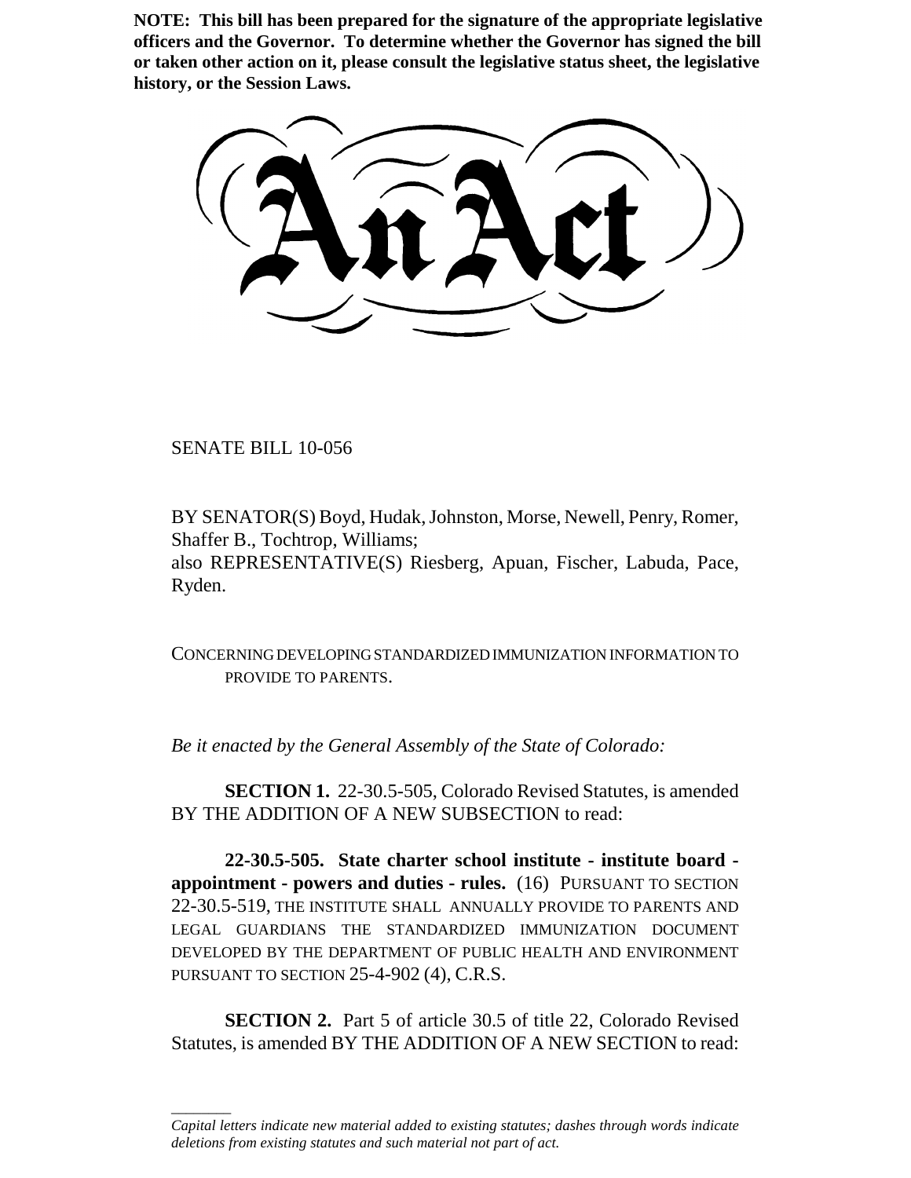**NOTE: This bill has been prepared for the signature of the appropriate legislative officers and the Governor. To determine whether the Governor has signed the bill or taken other action on it, please consult the legislative status sheet, the legislative history, or the Session Laws.**

# An Act

SENATE BILL 10-056

BY SENATOR(S) Boyd, Hudak, Johnston, Morse, Newell, Penry, Romer, Shaffer B., Tochtrop, Williams;
also REPRESENTATIVE(S) Riesberg, Apuan, Fischer, Labuda, Pace, Ryden.

CONCERNING DEVELOPING STANDARDIZED IMMUNIZATION INFORMATION TO PROVIDE TO PARENTS.

*Be it enacted by the General Assembly of the State of Colorado:*

**SECTION 1.** 22-30.5-505, Colorado Revised Statutes, is amended BY THE ADDITION OF A NEW SUBSECTION to read:

**22-30.5-505. State charter school institute - institute board - appointment - powers and duties - rules.** (16) PURSUANT TO SECTION 22-30.5-519, THE INSTITUTE SHALL ANNUALLY PROVIDE TO PARENTS AND LEGAL GUARDIANS THE STANDARDIZED IMMUNIZATION DOCUMENT DEVELOPED BY THE DEPARTMENT OF PUBLIC HEALTH AND ENVIRONMENT PURSUANT TO SECTION 25-4-902 (4), C.R.S.

**SECTION 2.** Part 5 of article 30.5 of title 22, Colorado Revised Statutes, is amended BY THE ADDITION OF A NEW SECTION to read:

*Capital letters indicate new material added to existing statutes; dashes through words indicate deletions from existing statutes and such material not part of act.*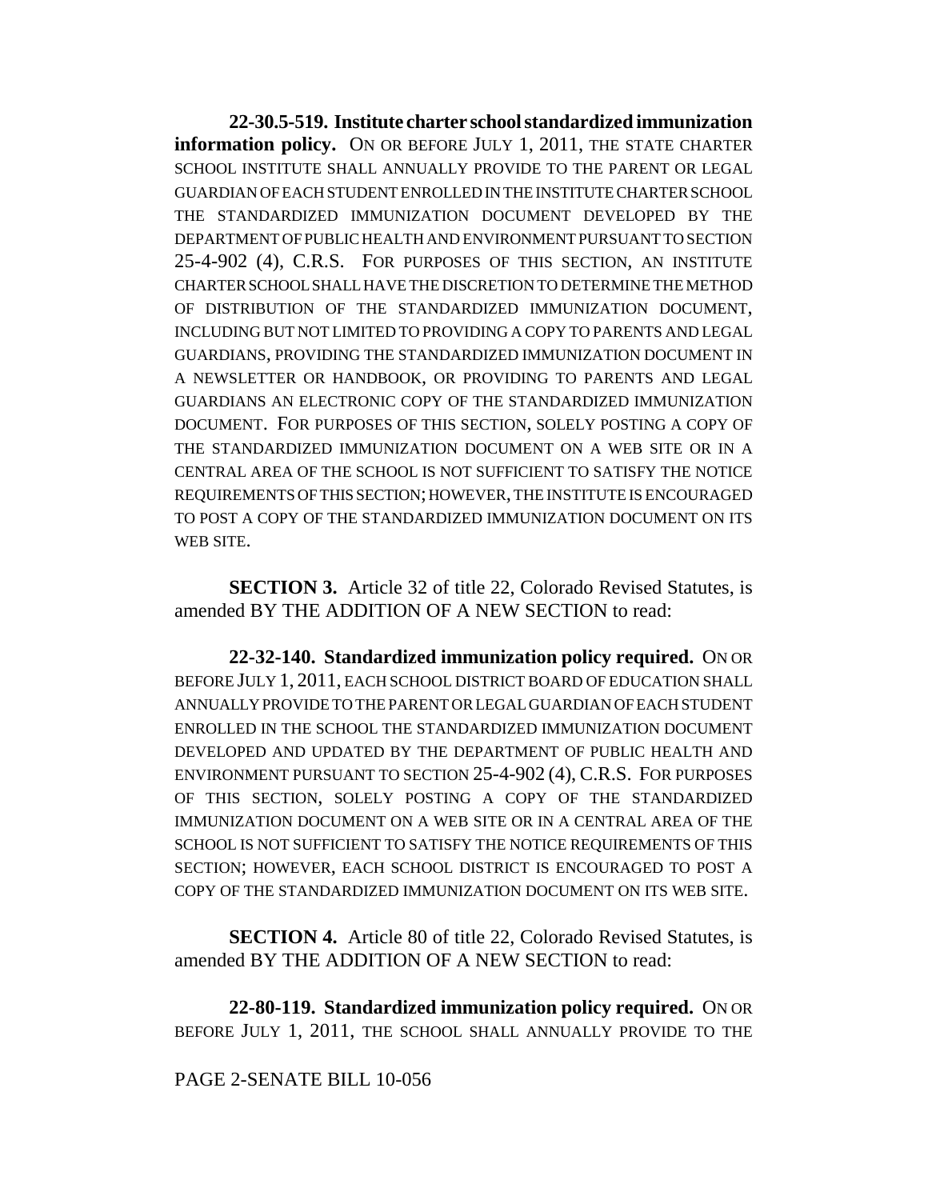**22-30.5-519. Institute charter school standardized immunization information policy.** ON OR BEFORE JULY 1, 2011, THE STATE CHARTER SCHOOL INSTITUTE SHALL ANNUALLY PROVIDE TO THE PARENT OR LEGAL GUARDIAN OF EACH STUDENT ENROLLED IN THE INSTITUTE CHARTER SCHOOL THE STANDARDIZED IMMUNIZATION DOCUMENT DEVELOPED BY THE DEPARTMENT OF PUBLIC HEALTH AND ENVIRONMENT PURSUANT TO SECTION 25-4-902 (4), C.R.S. FOR PURPOSES OF THIS SECTION, AN INSTITUTE CHARTER SCHOOL SHALL HAVE THE DISCRETION TO DETERMINE THE METHOD OF DISTRIBUTION OF THE STANDARDIZED IMMUNIZATION DOCUMENT, INCLUDING BUT NOT LIMITED TO PROVIDING A COPY TO PARENTS AND LEGAL GUARDIANS, PROVIDING THE STANDARDIZED IMMUNIZATION DOCUMENT IN A NEWSLETTER OR HANDBOOK, OR PROVIDING TO PARENTS AND LEGAL GUARDIANS AN ELECTRONIC COPY OF THE STANDARDIZED IMMUNIZATION DOCUMENT. FOR PURPOSES OF THIS SECTION, SOLELY POSTING A COPY OF THE STANDARDIZED IMMUNIZATION DOCUMENT ON A WEB SITE OR IN A CENTRAL AREA OF THE SCHOOL IS NOT SUFFICIENT TO SATISFY THE NOTICE REQUIREMENTS OF THIS SECTION; HOWEVER, THE INSTITUTE IS ENCOURAGED TO POST A COPY OF THE STANDARDIZED IMMUNIZATION DOCUMENT ON ITS WEB SITE.

**SECTION 3.** Article 32 of title 22, Colorado Revised Statutes, is amended BY THE ADDITION OF A NEW SECTION to read:

**22-32-140. Standardized immunization policy required.** ON OR BEFORE JULY 1, 2011, EACH SCHOOL DISTRICT BOARD OF EDUCATION SHALL ANNUALLY PROVIDE TO THE PARENT OR LEGAL GUARDIAN OF EACH STUDENT ENROLLED IN THE SCHOOL THE STANDARDIZED IMMUNIZATION DOCUMENT DEVELOPED AND UPDATED BY THE DEPARTMENT OF PUBLIC HEALTH AND ENVIRONMENT PURSUANT TO SECTION 25-4-902 (4), C.R.S. FOR PURPOSES OF THIS SECTION, SOLELY POSTING A COPY OF THE STANDARDIZED IMMUNIZATION DOCUMENT ON A WEB SITE OR IN A CENTRAL AREA OF THE SCHOOL IS NOT SUFFICIENT TO SATISFY THE NOTICE REQUIREMENTS OF THIS SECTION; HOWEVER, EACH SCHOOL DISTRICT IS ENCOURAGED TO POST A COPY OF THE STANDARDIZED IMMUNIZATION DOCUMENT ON ITS WEB SITE.

**SECTION 4.** Article 80 of title 22, Colorado Revised Statutes, is amended BY THE ADDITION OF A NEW SECTION to read:

**22-80-119. Standardized immunization policy required.** ON OR BEFORE JULY 1, 2011, THE SCHOOL SHALL ANNUALLY PROVIDE TO THE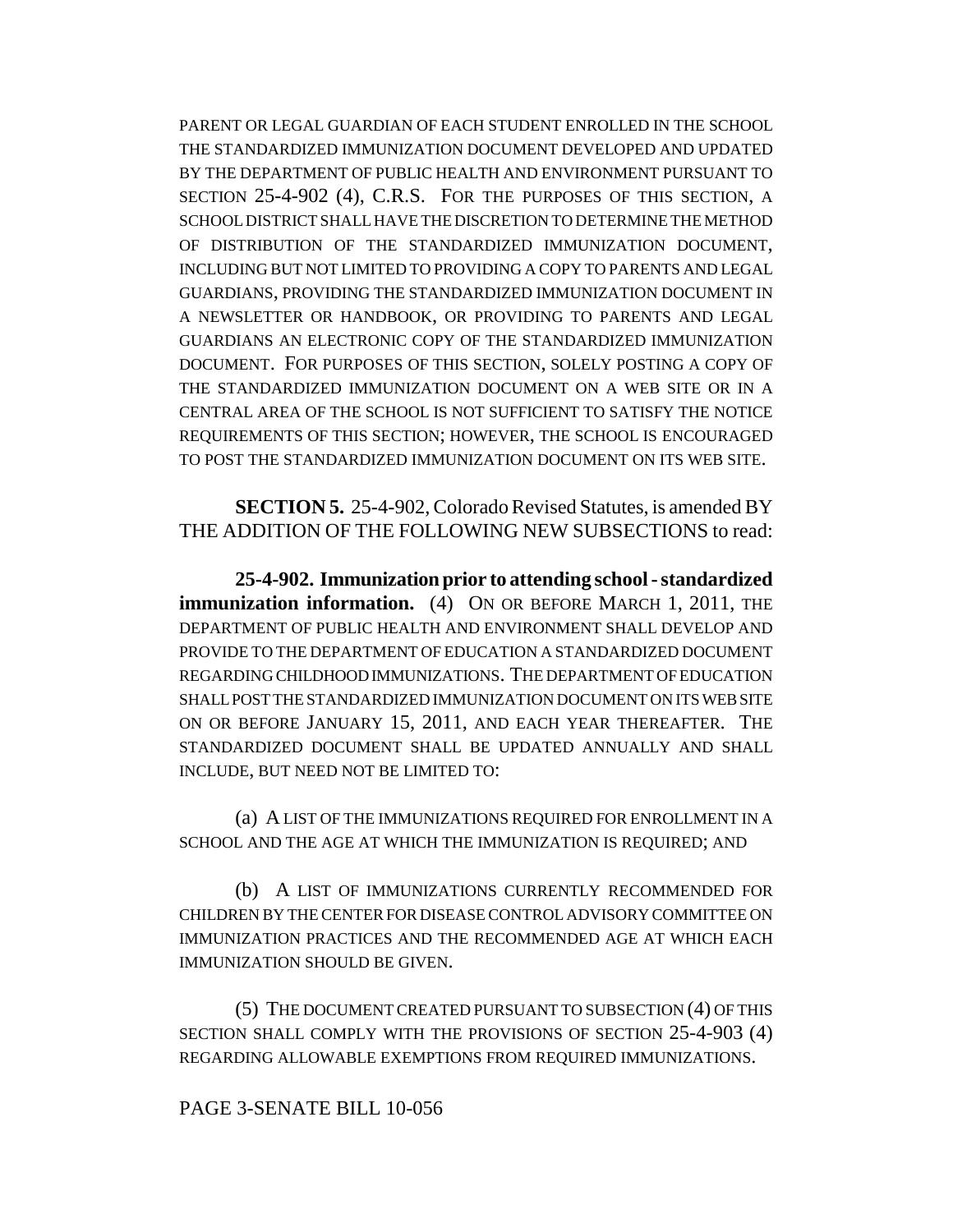PARENT OR LEGAL GUARDIAN OF EACH STUDENT ENROLLED IN THE SCHOOL THE STANDARDIZED IMMUNIZATION DOCUMENT DEVELOPED AND UPDATED BY THE DEPARTMENT OF PUBLIC HEALTH AND ENVIRONMENT PURSUANT TO SECTION 25-4-902 (4), C.R.S. FOR THE PURPOSES OF THIS SECTION, A SCHOOL DISTRICT SHALL HAVE THE DISCRETION TO DETERMINE THE METHOD OF DISTRIBUTION OF THE STANDARDIZED IMMUNIZATION DOCUMENT, INCLUDING BUT NOT LIMITED TO PROVIDING A COPY TO PARENTS AND LEGAL GUARDIANS, PROVIDING THE STANDARDIZED IMMUNIZATION DOCUMENT IN A NEWSLETTER OR HANDBOOK, OR PROVIDING TO PARENTS AND LEGAL GUARDIANS AN ELECTRONIC COPY OF THE STANDARDIZED IMMUNIZATION DOCUMENT. FOR PURPOSES OF THIS SECTION, SOLELY POSTING A COPY OF THE STANDARDIZED IMMUNIZATION DOCUMENT ON A WEB SITE OR IN A CENTRAL AREA OF THE SCHOOL IS NOT SUFFICIENT TO SATISFY THE NOTICE REQUIREMENTS OF THIS SECTION; HOWEVER, THE SCHOOL IS ENCOURAGED TO POST THE STANDARDIZED IMMUNIZATION DOCUMENT ON ITS WEB SITE.

**SECTION 5.** 25-4-902, Colorado Revised Statutes, is amended BY THE ADDITION OF THE FOLLOWING NEW SUBSECTIONS to read:

**25-4-902. Immunization prior to attending school - standardized immunization information.** (4) ON OR BEFORE MARCH 1, 2011, THE DEPARTMENT OF PUBLIC HEALTH AND ENVIRONMENT SHALL DEVELOP AND PROVIDE TO THE DEPARTMENT OF EDUCATION A STANDARDIZED DOCUMENT REGARDING CHILDHOOD IMMUNIZATIONS. THE DEPARTMENT OF EDUCATION SHALL POST THE STANDARDIZED IMMUNIZATION DOCUMENT ON ITS WEB SITE ON OR BEFORE JANUARY 15, 2011, AND EACH YEAR THEREAFTER. THE STANDARDIZED DOCUMENT SHALL BE UPDATED ANNUALLY AND SHALL INCLUDE, BUT NEED NOT BE LIMITED TO:

(a) A LIST OF THE IMMUNIZATIONS REQUIRED FOR ENROLLMENT IN A SCHOOL AND THE AGE AT WHICH THE IMMUNIZATION IS REQUIRED; AND

(b) A LIST OF IMMUNIZATIONS CURRENTLY RECOMMENDED FOR CHILDREN BY THE CENTER FOR DISEASE CONTROL ADVISORY COMMITTEE ON IMMUNIZATION PRACTICES AND THE RECOMMENDED AGE AT WHICH EACH IMMUNIZATION SHOULD BE GIVEN.

(5) THE DOCUMENT CREATED PURSUANT TO SUBSECTION (4) OF THIS SECTION SHALL COMPLY WITH THE PROVISIONS OF SECTION 25-4-903 (4) REGARDING ALLOWABLE EXEMPTIONS FROM REQUIRED IMMUNIZATIONS.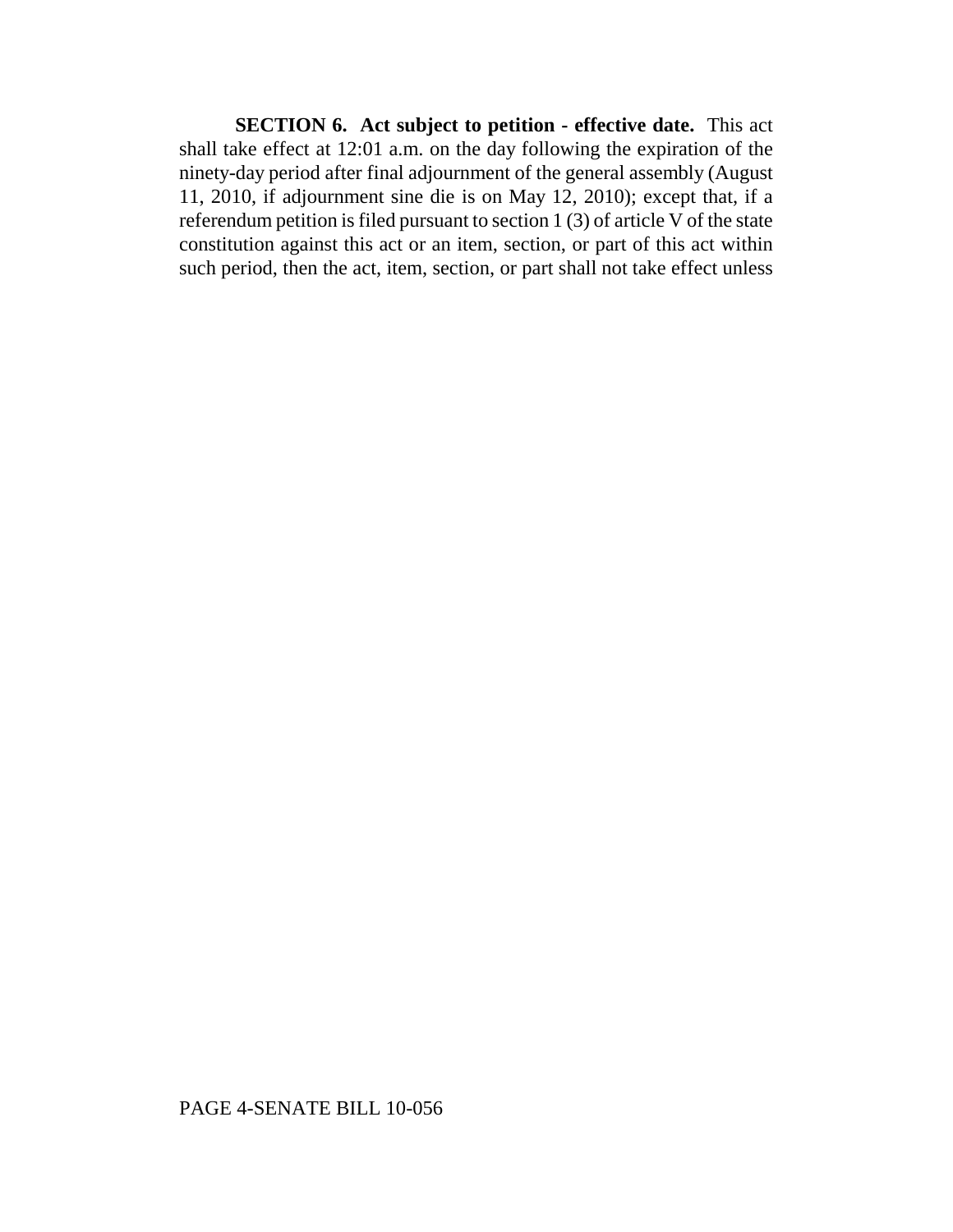**SECTION 6. Act subject to petition - effective date.** This act shall take effect at 12:01 a.m. on the day following the expiration of the ninety-day period after final adjournment of the general assembly (August 11, 2010, if adjournment sine die is on May 12, 2010); except that, if a referendum petition is filed pursuant to section 1 (3) of article V of the state constitution against this act or an item, section, or part of this act within such period, then the act, item, section, or part shall not take effect unless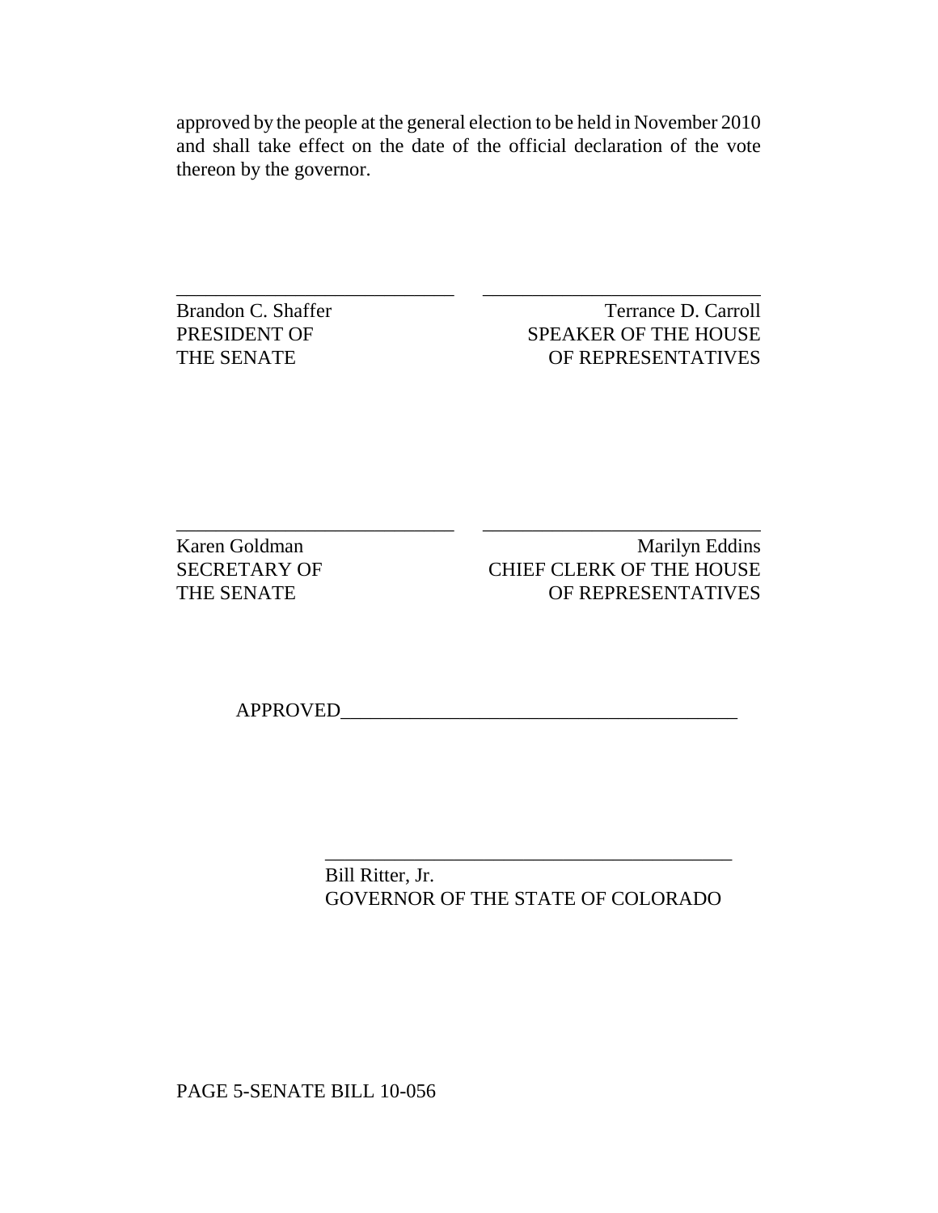approved by the people at the general election to be held in November 2010 and shall take effect on the date of the official declaration of the vote thereon by the governor.

| | |
|---|---|
| ____________________________ | ____________________________ |
| Brandon C. Shaffer | Terrance D. Carroll |
| PRESIDENT OF THE SENATE | SPEAKER OF THE HOUSE OF REPRESENTATIVES |

| | |
|---|---|
| ____________________________ | ____________________________ |
| Karen Goldman | Marilyn Eddins |
| SECRETARY OF THE SENATE | CHIEF CLERK OF THE HOUSE OF REPRESENTATIVES |

APPROVED________________________________________

____________________________________________
Bill Ritter, Jr.
GOVERNOR OF THE STATE OF COLORADO

PAGE 5-SENATE BILL 10-056